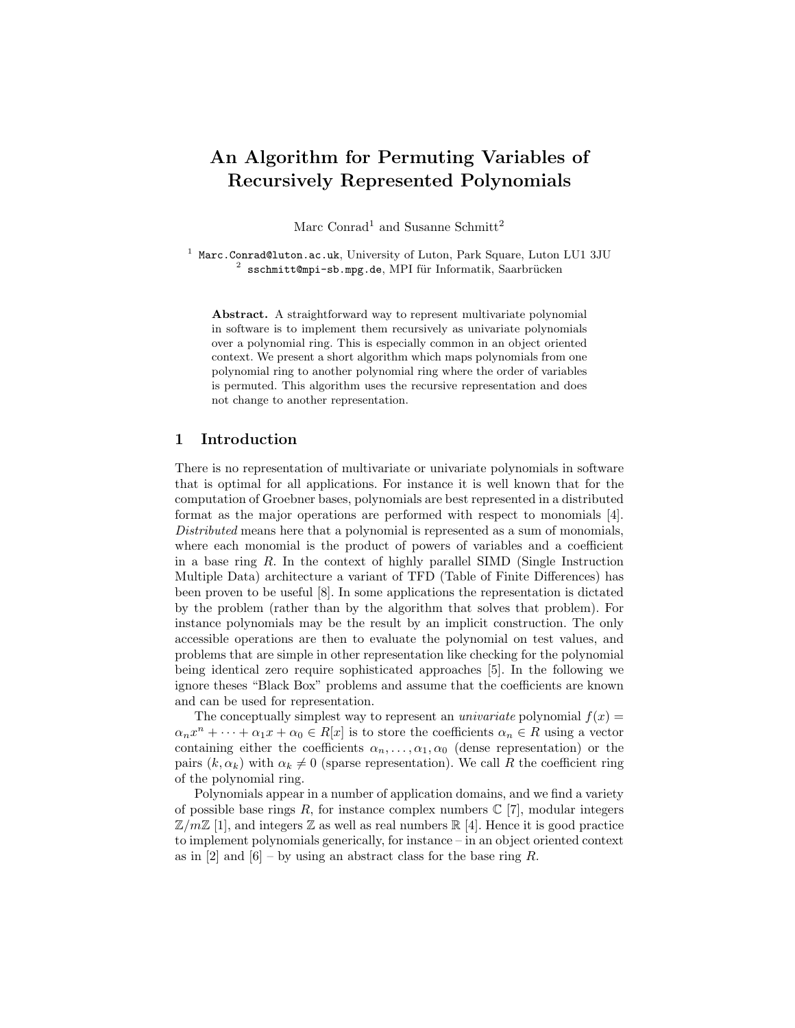# An Algorithm for Permuting Variables of Recursively Represented Polynomials

Marc Conrad[1] and Susanne Schmitt[2]

[1] Marc.Conrad@luton.ac.uk, University of Luton, Park Square, Luton LU1 3JU
[2] sschmitt@mpi-sb.mpg.de, MPI für Informatik, Saarbrücken

**Abstract.** A straightforward way to represent multivariate polynomial in software is to implement them recursively as univariate polynomials over a polynomial ring. This is especially common in an object oriented context. We present a short algorithm which maps polynomials from one polynomial ring to another polynomial ring where the order of variables is permuted. This algorithm uses the recursive representation and does not change to another representation.

## 1 Introduction

There is no representation of multivariate or univariate polynomials in software that is optimal for all applications. For instance it is well known that for the computation of Groebner bases, polynomials are best represented in a distributed format as the major operations are performed with respect to monomials [4]. *Distributed* means here that a polynomial is represented as a sum of monomials, where each monomial is the product of powers of variables and a coefficient in a base ring $R$. In the context of highly parallel SIMD (Single Instruction Multiple Data) architecture a variant of TFD (Table of Finite Differences) has been proven to be useful [8]. In some applications the representation is dictated by the problem (rather than by the algorithm that solves that problem). For instance polynomials may be the result by an implicit construction. The only accessible operations are then to evaluate the polynomial on test values, and problems that are simple in other representation like checking for the polynomial being identical zero require sophisticated approaches [5]. In the following we ignore theses "Black Box" problems and assume that the coefficients are known and can be used for representation.

The conceptually simplest way to represent an *univariate* polynomial $f(x) = \alpha_n x^n + \cdots + \alpha_1 x + \alpha_0 \in R[x]$ is to store the coefficients $\alpha_n \in R$ using a vector containing either the coefficients $\alpha_n, \ldots, \alpha_1, \alpha_0$ (dense representation) or the pairs $(k, \alpha_k)$ with $\alpha_k \neq 0$ (sparse representation). We call $R$ the coefficient ring of the polynomial ring.

Polynomials appear in a number of application domains, and we find a variety of possible base rings $R$, for instance complex numbers $\mathbb{C}$ [7], modular integers $\mathbb{Z}/m\mathbb{Z}$ [1], and integers $\mathbb{Z}$ as well as real numbers $\mathbb{R}$ [4]. Hence it is good practice to implement polynomials generically, for instance – in an object oriented context as in [2] and [6] – by using an abstract class for the base ring $R$.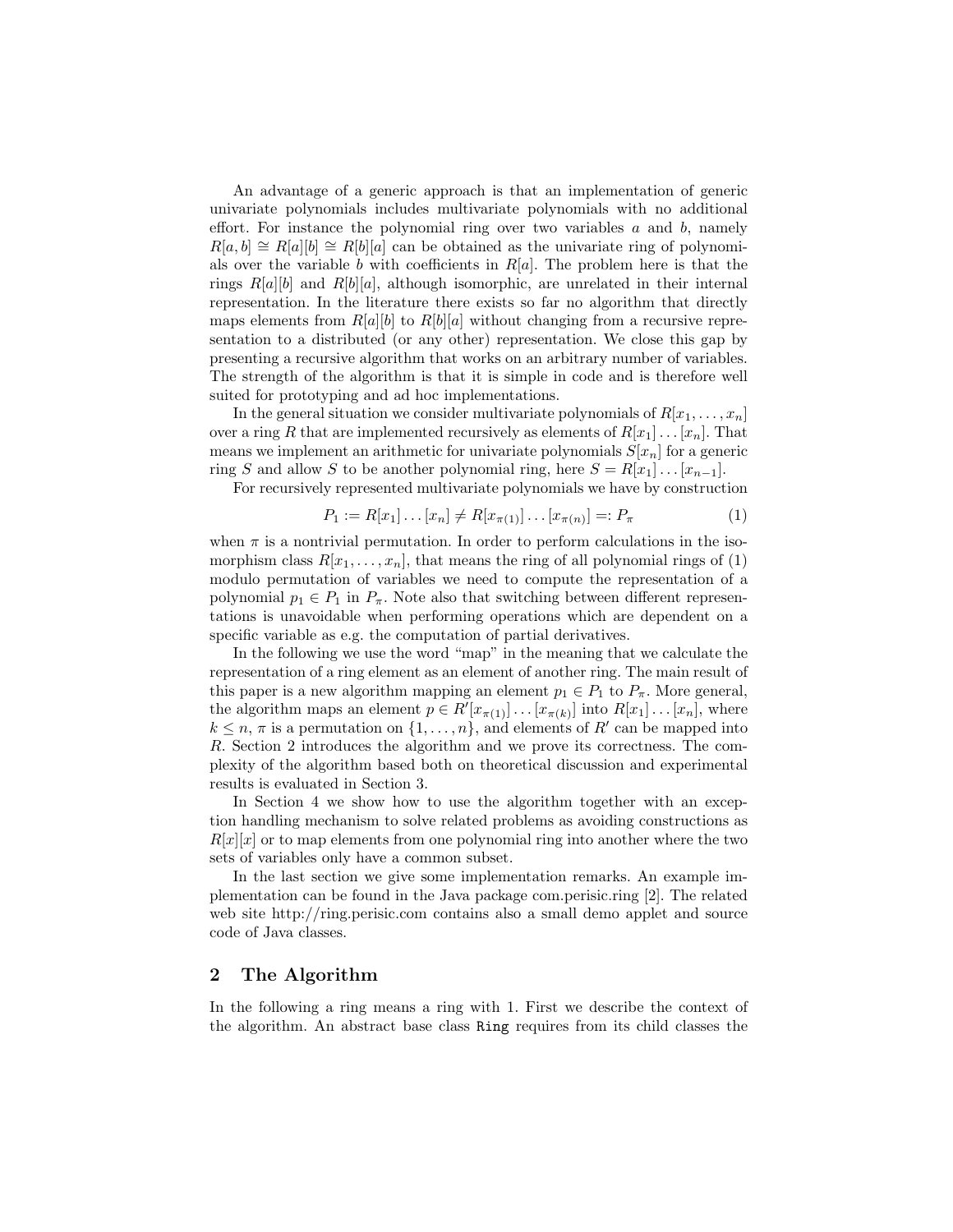An advantage of a generic approach is that an implementation of generic univariate polynomials includes multivariate polynomials with no additional effort. For instance the polynomial ring over two variables $a$ and $b$, namely $R[a, b] \cong R[a][b] \cong R[b][a]$ can be obtained as the univariate ring of polynomials over the variable $b$ with coefficients in $R[a]$. The problem here is that the rings $R[a][b]$ and $R[b][a]$, although isomorphic, are unrelated in their internal representation. In the literature there exists so far no algorithm that directly maps elements from $R[a][b]$ to $R[b][a]$ without changing from a recursive representation to a distributed (or any other) representation. We close this gap by presenting a recursive algorithm that works on an arbitrary number of variables. The strength of the algorithm is that it is simple in code and is therefore well suited for prototyping and ad hoc implementations.

In the general situation we consider multivariate polynomials of $R[x_1, \ldots, x_n]$ over a ring $R$ that are implemented recursively as elements of $R[x_1] \ldots [x_n]$. That means we implement an arithmetic for univariate polynomials $S[x_n]$ for a generic ring $S$ and allow $S$ to be another polynomial ring, here $S = R[x_1] \ldots [x_{n-1}]$.

For recursively represented multivariate polynomials we have by construction

$$P_1 := R[x_1] \ldots [x_n] \neq R[x_{\pi(1)}] \ldots [x_{\pi(n)}] =: P_\pi \tag{1}$$

when $\pi$ is a nontrivial permutation. In order to perform calculations in the isomorphism class $R[x_1, \ldots, x_n]$, that means the ring of all polynomial rings of (1) modulo permutation of variables we need to compute the representation of a polynomial $p_1 \in P_1$ in $P_\pi$. Note also that switching between different representations is unavoidable when performing operations which are dependent on a specific variable as e.g. the computation of partial derivatives.

In the following we use the word "map" in the meaning that we calculate the representation of a ring element as an element of another ring. The main result of this paper is a new algorithm mapping an element $p_1 \in P_1$ to $P_\pi$. More general, the algorithm maps an element $p \in R'[x_{\pi(1)}] \ldots [x_{\pi(k)}]$ into $R[x_1] \ldots [x_n]$, where $k \leq n$, $\pi$ is a permutation on $\{1, \ldots, n\}$, and elements of $R'$ can be mapped into $R$. Section 2 introduces the algorithm and we prove its correctness. The complexity of the algorithm based both on theoretical discussion and experimental results is evaluated in Section 3.

In Section 4 we show how to use the algorithm together with an exception handling mechanism to solve related problems as avoiding constructions as $R[x][x]$ or to map elements from one polynomial ring into another where the two sets of variables only have a common subset.

In the last section we give some implementation remarks. An example implementation can be found in the Java package com.perisic.ring [2]. The related web site http://ring.perisic.com contains also a small demo applet and source code of Java classes.

## 2 The Algorithm

In the following a ring means a ring with 1. First we describe the context of the algorithm. An abstract base class `Ring` requires from its child classes the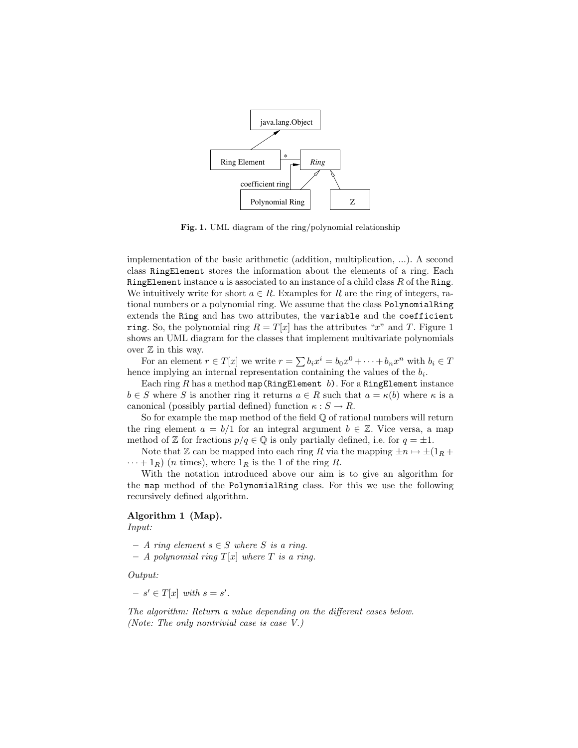**Fig. 1.** UML diagram of the ring/polynomial relationship

implementation of the basic arithmetic (addition, multiplication, ...). A second class `RingElement` stores the information about the elements of a ring. Each `RingElement` instance $a$ is associated to an instance of a child class $R$ of the `Ring`. We intuitively write for short $a \in R$. Examples for $R$ are the ring of integers, rational numbers or a polynomial ring. We assume that the class `PolynomialRing` extends the `Ring` and has two attributes, the `variable` and the `coefficient ring`. So, the polynomial ring $R = T[x]$ has the attributes "$x$" and $T$. Figure 1 shows an UML diagram for the classes that implement multivariate polynomials over $\mathbb{Z}$ in this way.

For an element $r \in T[x]$ we write $r = \sum b_i x^i = b_0 x^0 + \cdots + b_n x^n$ with $b_i \in T$ hence implying an internal representation containing the values of the $b_i$.

Each ring $R$ has a method `map(RingElement b)`. For a `RingElement` instance $b \in S$ where $S$ is another ring it returns $a \in R$ such that $a = \kappa(b)$ where $\kappa$ is a canonical (possibly partial defined) function $\kappa : S \to R$.

So for example the map method of the field $\mathbb{Q}$ of rational numbers will return the ring element $a = b/1$ for an integral argument $b \in \mathbb{Z}$. Vice versa, a map method of $\mathbb{Z}$ for fractions $p/q \in \mathbb{Q}$ is only partially defined, i.e. for $q = \pm 1$.

Note that $\mathbb{Z}$ can be mapped into each ring $R$ via the mapping $\pm n \mapsto \pm(1_R + \cdots + 1_R)$ ($n$ times), where $1_R$ is the 1 of the ring $R$.

With the notation introduced above our aim is to give an algorithm for the `map` method of the `PolynomialRing` class. For this we use the following recursively defined algorithm.

**Algorithm 1 (Map).**
*Input:*

- *A ring element $s \in S$ where $S$ is a ring.*
- *A polynomial ring $T[x]$ where $T$ is a ring.*

*Output:*

- *$s' \in T[x]$ with $s = s'$.*

*The algorithm: Return a value depending on the different cases below.*
*(Note: The only nontrivial case is case V.)*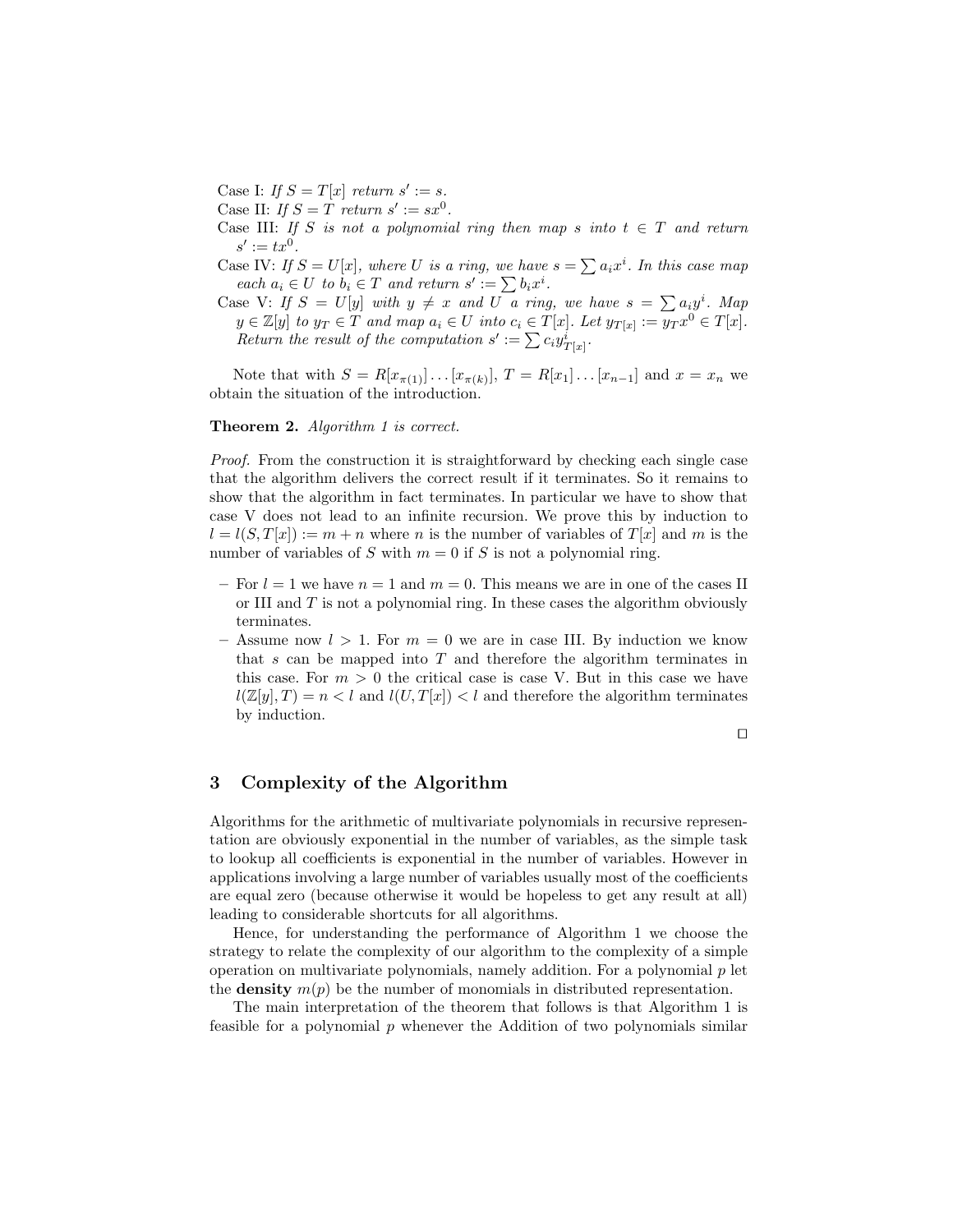Case I: *If $S = T[x]$ return $s' := s$.*
Case II: *If $S = T$ return $s' := sx^0$.*
Case III: *If $S$ is not a polynomial ring then map $s$ into $t \in T$ and return $s' := tx^0$.*
Case IV: *If $S = U[x]$, where $U$ is a ring, we have $s = \sum a_i x^i$. In this case map each $a_i \in U$ to $b_i \in T$ and return $s' := \sum b_i x^i$.*
Case V: *If $S = U[y]$ with $y \neq x$ and $U$ a ring, we have $s = \sum a_i y^i$. Map $y \in \mathbb{Z}[y]$ to $y_T \in T$ and map $a_i \in U$ into $c_i \in T[x]$. Let $y_{T[x]} := y_T x^0 \in T[x]$. Return the result of the computation $s' := \sum c_i y^i_{T[x]}$.*

Note that with $S = R[x_{\pi(1)}] \dots [x_{\pi(k)}]$, $T = R[x_1] \dots [x_{n-1}]$ and $x = x_n$ we obtain the situation of the introduction.

**Theorem 2.** *Algorithm 1 is correct.*

*Proof.* From the construction it is straightforward by checking each single case that the algorithm delivers the correct result if it terminates. So it remains to show that the algorithm in fact terminates. In particular we have to show that case V does not lead to an infinite recursion. We prove this by induction to $l = l(S, T[x]) := m + n$ where $n$ is the number of variables of $T[x]$ and $m$ is the number of variables of $S$ with $m = 0$ if $S$ is not a polynomial ring.

- For $l = 1$ we have $n = 1$ and $m = 0$. This means we are in one of the cases II or III and $T$ is not a polynomial ring. In these cases the algorithm obviously terminates.
- Assume now $l > 1$. For $m = 0$ we are in case III. By induction we know that $s$ can be mapped into $T$ and therefore the algorithm terminates in this case. For $m > 0$ the critical case is case V. But in this case we have $l(\mathbb{Z}[y], T) = n < l$ and $l(U, T[x]) < l$ and therefore the algorithm terminates by induction.

□

## 3 Complexity of the Algorithm

Algorithms for the arithmetic of multivariate polynomials in recursive representation are obviously exponential in the number of variables, as the simple task to lookup all coefficients is exponential in the number of variables. However in applications involving a large number of variables usually most of the coefficients are equal zero (because otherwise it would be hopeless to get any result at all) leading to considerable shortcuts for all algorithms.

Hence, for understanding the performance of Algorithm 1 we choose the strategy to relate the complexity of our algorithm to the complexity of a simple operation on multivariate polynomials, namely addition. For a polynomial $p$ let the **density** $m(p)$ be the number of monomials in distributed representation.

The main interpretation of the theorem that follows is that Algorithm 1 is feasible for a polynomial $p$ whenever the Addition of two polynomials similar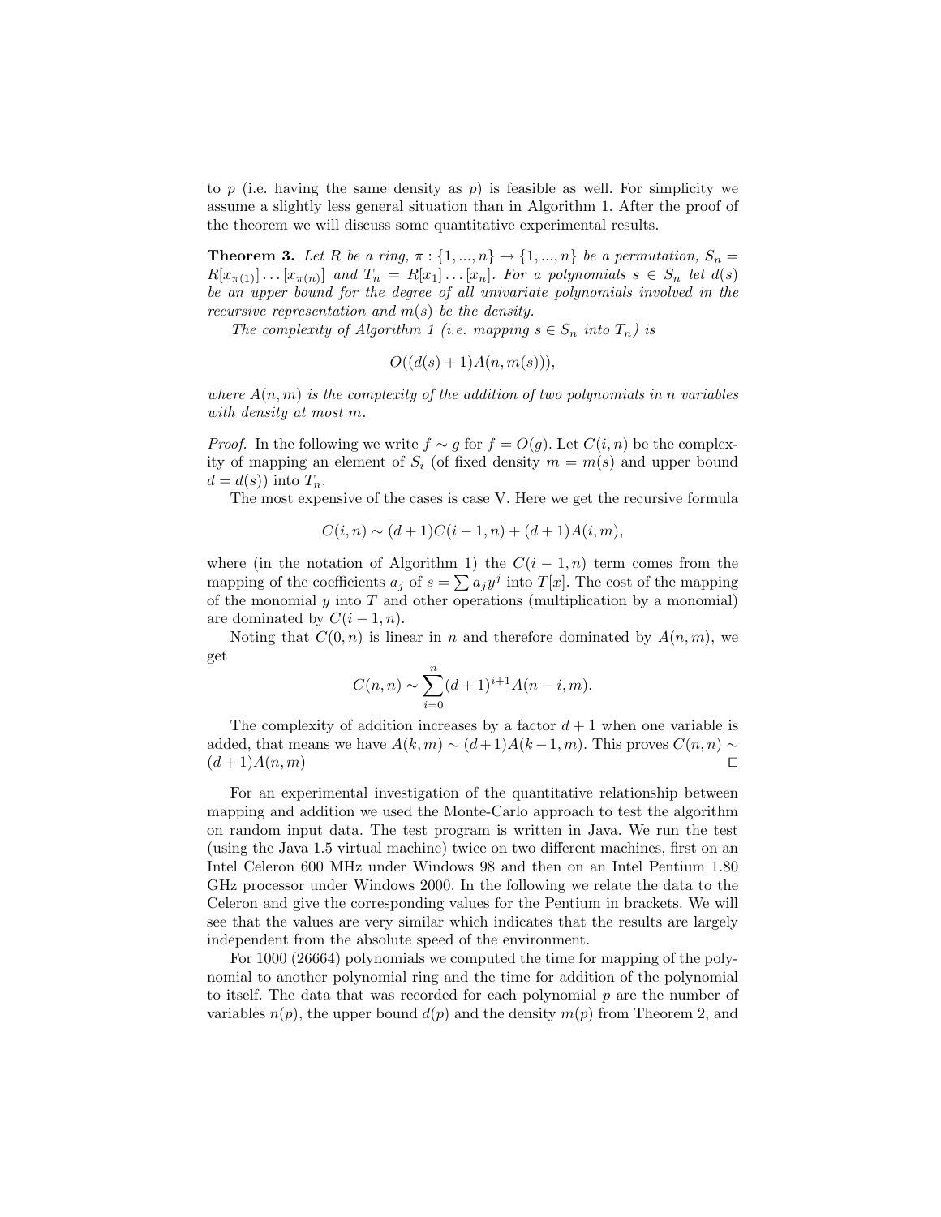to $p$ (i.e. having the same density as $p$) is feasible as well. For simplicity we assume a slightly less general situation than in Algorithm 1. After the proof of the theorem we will discuss some quantitative experimental results.

**Theorem 3.** *Let $R$ be a ring, $\pi : \{1, ..., n\} \rightarrow \{1, ..., n\}$ be a permutation, $S_n = R[x_{\pi(1)}] \dots [x_{\pi(n)}]$ and $T_n = R[x_1] \dots [x_n]$. For a polynomials $s \in S_n$ let $d(s)$ be an upper bound for the degree of all univariate polynomials involved in the recursive representation and $m(s)$ be the density.*

*The complexity of Algorithm 1 (i.e. mapping $s \in S_n$ into $T_n$) is*

$$O((d(s) + 1)A(n, m(s))),$$

*where $A(n, m)$ is the complexity of the addition of two polynomials in $n$ variables with density at most $m$.*

*Proof.* In the following we write $f \sim g$ for $f = O(g)$. Let $C(i, n)$ be the complexity of mapping an element of $S_i$ (of fixed density $m = m(s)$ and upper bound $d = d(s)$) into $T_n$.

The most expensive of the cases is case V. Here we get the recursive formula

$$C(i, n) \sim (d + 1)C(i - 1, n) + (d + 1)A(i, m),$$

where (in the notation of Algorithm 1) the $C(i - 1, n)$ term comes from the mapping of the coefficients $a_j$ of $s = \sum a_j y^j$ into $T[x]$. The cost of the mapping of the monomial $y$ into $T$ and other operations (multiplication by a monomial) are dominated by $C(i - 1, n)$.

Noting that $C(0, n)$ is linear in $n$ and therefore dominated by $A(n, m)$, we get

$$C(n, n) \sim \sum_{i=0}^{n} (d + 1)^{i+1} A(n - i, m).$$

The complexity of addition increases by a factor $d + 1$ when one variable is added, that means we have $A(k, m) \sim (d+1)A(k-1, m)$. This proves $C(n, n) \sim (d + 1)A(n, m)$ □

For an experimental investigation of the quantitative relationship between mapping and addition we used the Monte-Carlo approach to test the algorithm on random input data. The test program is written in Java. We run the test (using the Java 1.5 virtual machine) twice on two different machines, first on an Intel Celeron 600 MHz under Windows 98 and then on an Intel Pentium 1.80 GHz processor under Windows 2000. In the following we relate the data to the Celeron and give the corresponding values for the Pentium in brackets. We will see that the values are very similar which indicates that the results are largely independent from the absolute speed of the environment.

For 1000 (26664) polynomials we computed the time for mapping of the polynomial to another polynomial ring and the time for addition of the polynomial to itself. The data that was recorded for each polynomial $p$ are the number of variables $n(p)$, the upper bound $d(p)$ and the density $m(p)$ from Theorem 2, and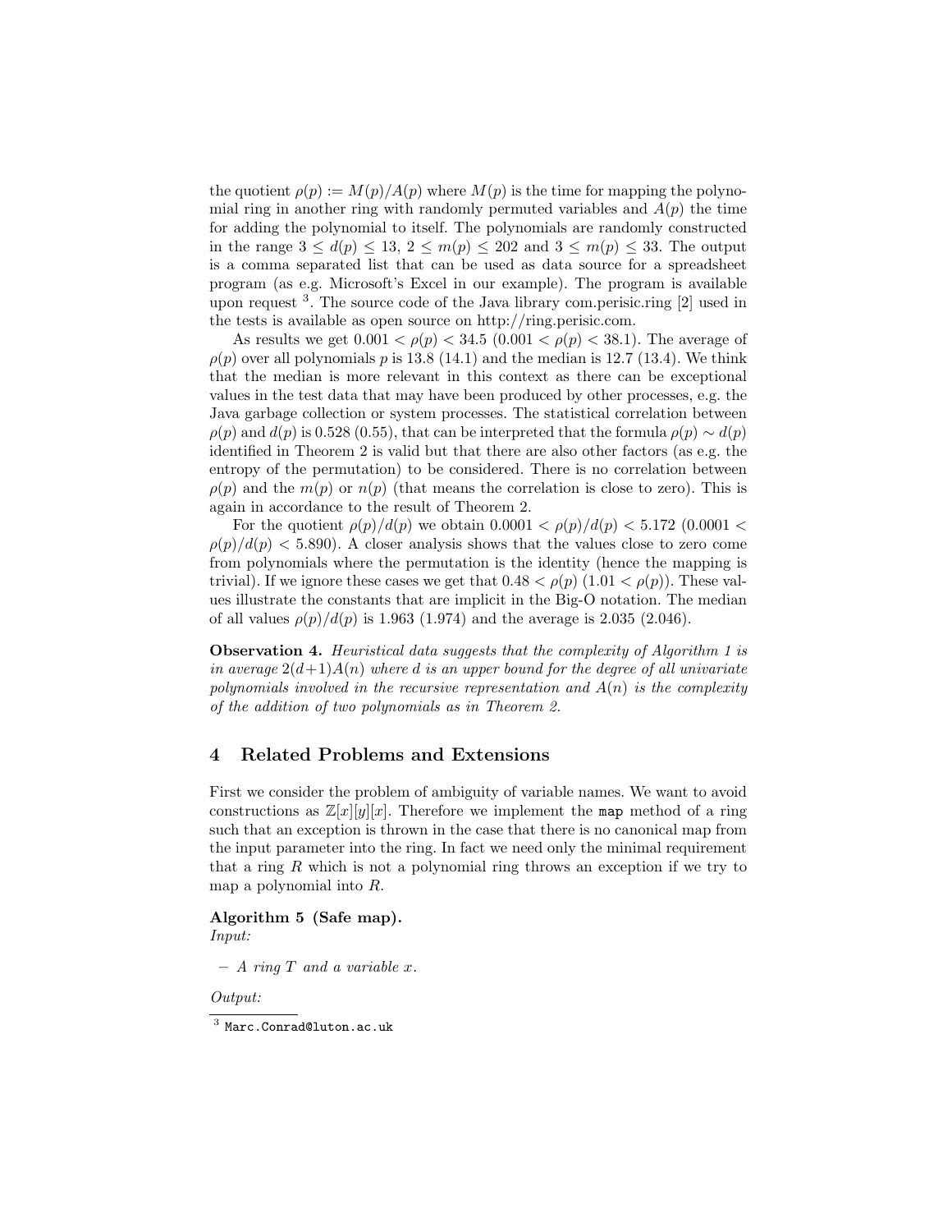the quotient $\rho(p) := M(p)/A(p)$ where $M(p)$ is the time for mapping the polynomial ring in another ring with randomly permuted variables and $A(p)$ the time for adding the polynomial to itself. The polynomials are randomly constructed in the range $3 \leq d(p) \leq 13$, $2 \leq m(p) \leq 202$ and $3 \leq m(p) \leq 33$. The output is a comma separated list that can be used as data source for a spreadsheet program (as e.g. Microsoft's Excel in our example). The program is available upon request [3]. The source code of the Java library com.perisic.ring [2] used in the tests is available as open source on http://ring.perisic.com.

As results we get $0.001 < \rho(p) < 34.5$ ($0.001 < \rho(p) < 38.1$). The average of $\rho(p)$ over all polynomials $p$ is 13.8 (14.1) and the median is 12.7 (13.4). We think that the median is more relevant in this context as there can be exceptional values in the test data that may have been produced by other processes, e.g. the Java garbage collection or system processes. The statistical correlation between $\rho(p)$ and $d(p)$ is 0.528 (0.55), that can be interpreted that the formula $\rho(p) \sim d(p)$ identified in Theorem 2 is valid but that there are also other factors (as e.g. the entropy of the permutation) to be considered. There is no correlation between $\rho(p)$ and the $m(p)$ or $n(p)$ (that means the correlation is close to zero). This is again in accordance to the result of Theorem 2.

For the quotient $\rho(p)/d(p)$ we obtain $0.0001 < \rho(p)/d(p) < 5.172$ ($0.0001 < \rho(p)/d(p) < 5.890$). A closer analysis shows that the values close to zero come from polynomials where the permutation is the identity (hence the mapping is trivial). If we ignore these cases we get that $0.48 < \rho(p)$ ($1.01 < \rho(p)$). These values illustrate the constants that are implicit in the Big-O notation. The median of all values $\rho(p)/d(p)$ is 1.963 (1.974) and the average is 2.035 (2.046).

**Observation 4.** *Heuristical data suggests that the complexity of Algorithm 1 is in average $2(d+1)A(n)$ where $d$ is an upper bound for the degree of all univariate polynomials involved in the recursive representation and $A(n)$ is the complexity of the addition of two polynomials as in Theorem 2.*

## 4 Related Problems and Extensions

First we consider the problem of ambiguity of variable names. We want to avoid constructions as $\mathbb{Z}[x][y][x]$. Therefore we implement the `map` method of a ring such that an exception is thrown in the case that there is no canonical map from the input parameter into the ring. In fact we need only the minimal requirement that a ring $R$ which is not a polynomial ring throws an exception if we try to map a polynomial into $R$.

**Algorithm 5 (Safe map).**
*Input:*

- *A ring $T$ and a variable $x$.*

*Output:*

[3] Marc.Conrad@luton.ac.uk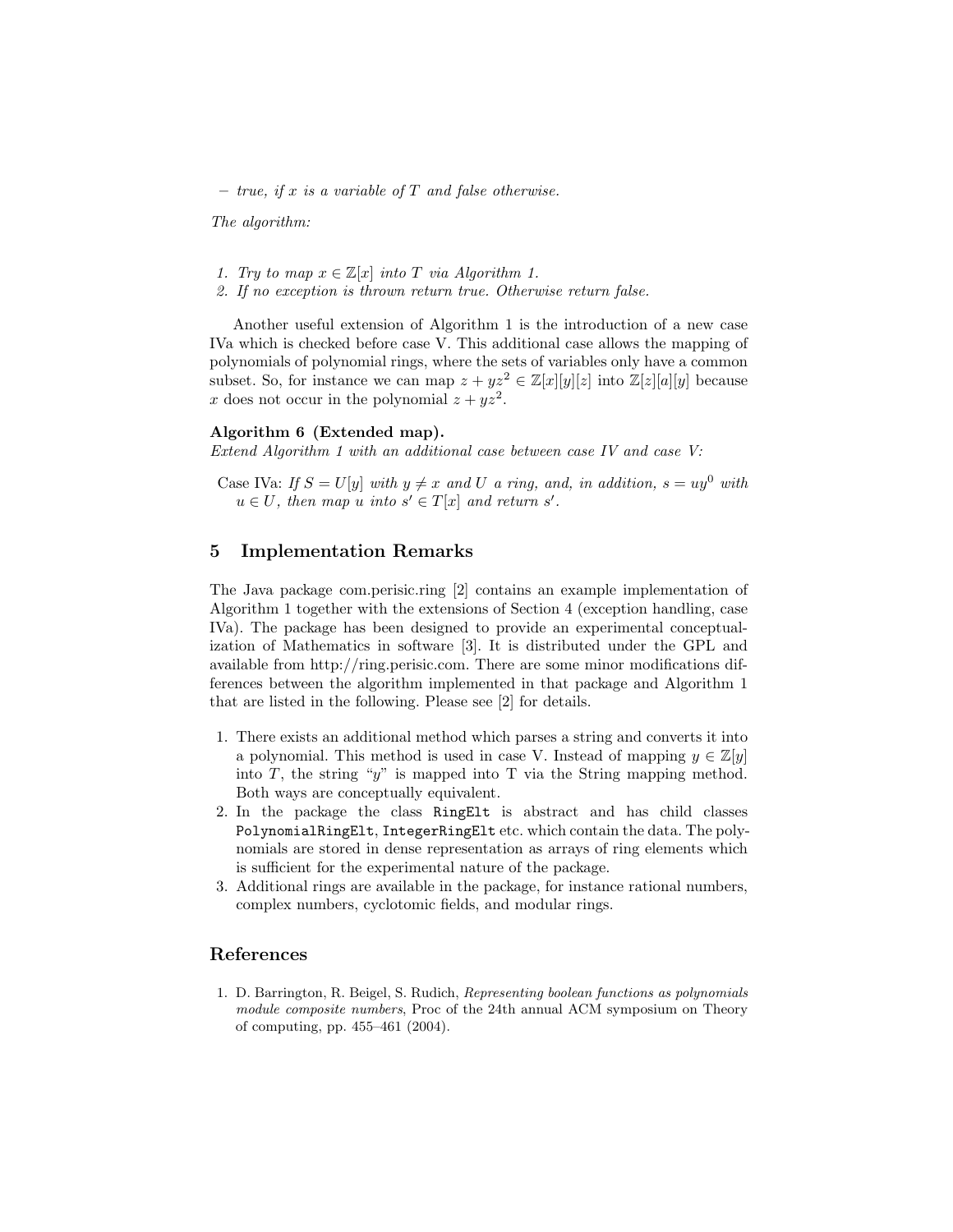– *true, if $x$ is a variable of $T$ and false otherwise.*

*The algorithm:*

1. *Try to map $x \in \mathbb{Z}[x]$ into $T$ via Algorithm 1.*
2. *If no exception is thrown return true. Otherwise return false.*

Another useful extension of Algorithm 1 is the introduction of a new case IVa which is checked before case V. This additional case allows the mapping of polynomials of polynomial rings, where the sets of variables only have a common subset. So, for instance we can map $z + yz^2 \in \mathbb{Z}[x][y][z]$ into $\mathbb{Z}[z][a][y]$ because $x$ does not occur in the polynomial $z + yz^2$.

**Algorithm 6 (Extended map).**
*Extend Algorithm 1 with an additional case between case IV and case V:*

Case IVa: *If $S = U[y]$ with $y \neq x$ and $U$ a ring, and, in addition, $s = uy^0$ with $u \in U$, then map $u$ into $s' \in T[x]$ and return $s'$.*

## 5 Implementation Remarks

The Java package com.perisic.ring [2] contains an example implementation of Algorithm 1 together with the extensions of Section 4 (exception handling, case IVa). The package has been designed to provide an experimental conceptualization of Mathematics in software [3]. It is distributed under the GPL and available from http://ring.perisic.com. There are some minor modifications differences between the algorithm implemented in that package and Algorithm 1 that are listed in the following. Please see [2] for details.

1. There exists an additional method which parses a string and converts it into a polynomial. This method is used in case V. Instead of mapping $y \in \mathbb{Z}[y]$ into $T$, the string "$y$" is mapped into T via the String mapping method. Both ways are conceptually equivalent.
2. In the package the class `RingElt` is abstract and has child classes `PolynomialRingElt`, `IntegerRingElt` etc. which contain the data. The polynomials are stored in dense representation as arrays of ring elements which is sufficient for the experimental nature of the package.
3. Additional rings are available in the package, for instance rational numbers, complex numbers, cyclotomic fields, and modular rings.

## References

1. D. Barrington, R. Beigel, S. Rudich, *Representing boolean functions as polynomials module composite numbers*, Proc of the 24th annual ACM symposium on Theory of computing, pp. 455–461 (2004).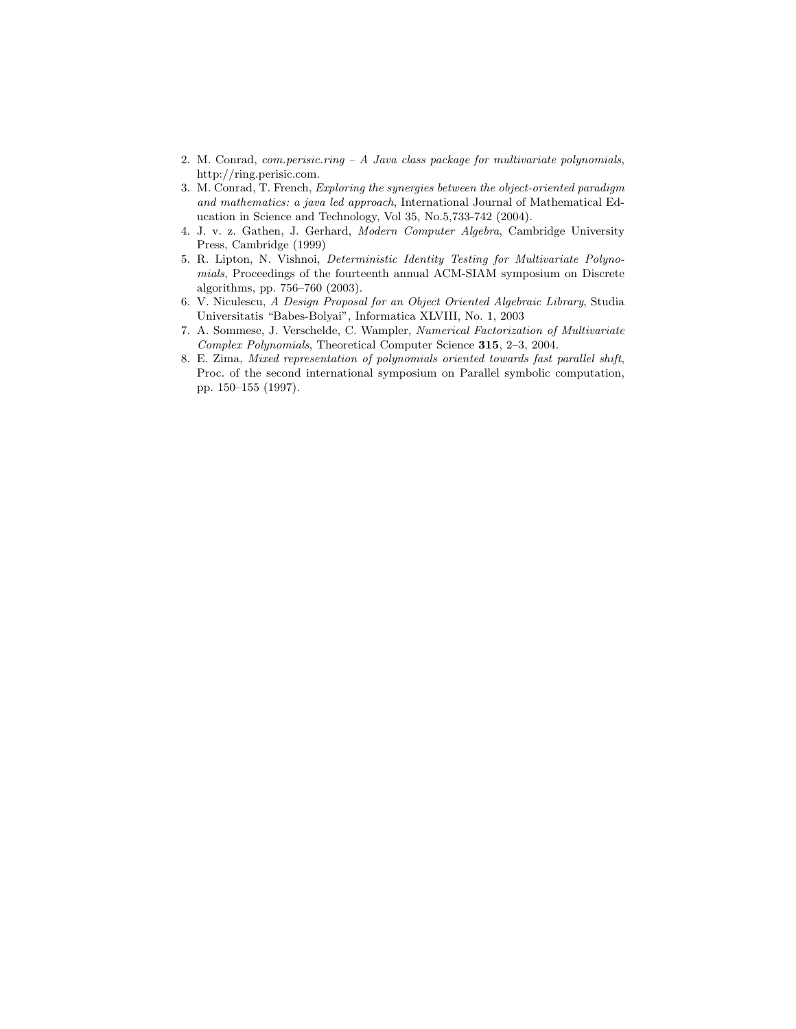2. M. Conrad, *com.perisic.ring – A Java class package for multivariate polynomials*, http://ring.perisic.com.
3. M. Conrad, T. French, *Exploring the synergies between the object-oriented paradigm and mathematics: a java led approach*, International Journal of Mathematical Education in Science and Technology, Vol 35, No.5,733-742 (2004).
4. J. v. z. Gathen, J. Gerhard, *Modern Computer Algebra*, Cambridge University Press, Cambridge (1999)
5. R. Lipton, N. Vishnoi, *Deterministic Identity Testing for Multivariate Polynomials*, Proceedings of the fourteenth annual ACM-SIAM symposium on Discrete algorithms, pp. 756–760 (2003).
6. V. Niculescu, *A Design Proposal for an Object Oriented Algebraic Library*, Studia Universitatis "Babes-Bolyai", Informatica XLVIII, No. 1, 2003
7. A. Sommese, J. Verschelde, C. Wampler, *Numerical Factorization of Multivariate Complex Polynomials*, Theoretical Computer Science **315**, 2–3, 2004.
8. E. Zima, *Mixed representation of polynomials oriented towards fast parallel shift*, Proc. of the second international symposium on Parallel symbolic computation, pp. 150–155 (1997).